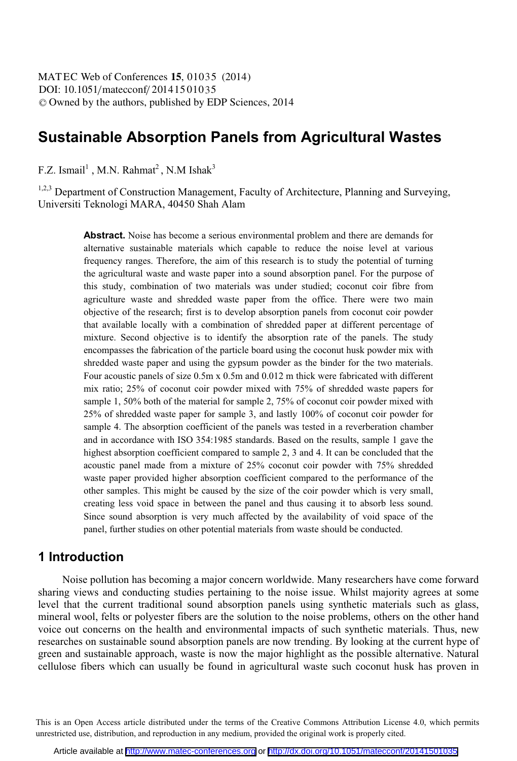# Sustainable Absorption Panels from Agricultural Wastes

F.Z. Ismail[1] , M.N. Rahmat[2] , N.M Ishak[3]

[1,2,3] Department of Construction Management, Faculty of Architecture, Planning and Surveying, Universiti Teknologi MARA, 40450 Shah Alam

**Abstract.** Noise has become a serious environmental problem and there are demands for alternative sustainable materials which capable to reduce the noise level at various frequency ranges. Therefore, the aim of this research is to study the potential of turning the agricultural waste and waste paper into a sound absorption panel. For the purpose of this study, combination of two materials was under studied; coconut coir fibre from agriculture waste and shredded waste paper from the office. There were two main objective of the research; first is to develop absorption panels from coconut coir powder that available locally with a combination of shredded paper at different percentage of mixture. Second objective is to identify the absorption rate of the panels. The study encompasses the fabrication of the particle board using the coconut husk powder mix with shredded waste paper and using the gypsum powder as the binder for the two materials. Four acoustic panels of size 0.5m x 0.5m and 0.012 m thick were fabricated with different mix ratio; 25% of coconut coir powder mixed with 75% of shredded waste papers for sample 1, 50% both of the material for sample 2, 75% of coconut coir powder mixed with 25% of shredded waste paper for sample 3, and lastly 100% of coconut coir powder for sample 4. The absorption coefficient of the panels was tested in a reverberation chamber and in accordance with ISO 354:1985 standards. Based on the results, sample 1 gave the highest absorption coefficient compared to sample 2, 3 and 4. It can be concluded that the acoustic panel made from a mixture of 25% coconut coir powder with 75% shredded waste paper provided higher absorption coefficient compared to the performance of the other samples. This might be caused by the size of the coir powder which is very small, creating less void space in between the panel and thus causing it to absorb less sound. Since sound absorption is very much affected by the availability of void space of the panel, further studies on other potential materials from waste should be conducted.

## 1 Introduction

Noise pollution has becoming a major concern worldwide. Many researchers have come forward sharing views and conducting studies pertaining to the noise issue. Whilst majority agrees at some level that the current traditional sound absorption panels using synthetic materials such as glass, mineral wool, felts or polyester fibers are the solution to the noise problems, others on the other hand voice out concerns on the health and environmental impacts of such synthetic materials. Thus, new researches on sustainable sound absorption panels are now trending. By looking at the current hype of green and sustainable approach, waste is now the major highlight as the possible alternative. Natural cellulose fibers which can usually be found in agricultural waste such coconut husk has proven in

This is an Open Access article distributed under the terms of the Creative Commons Attribution License 4.0, which permits unrestricted use, distribution, and reproduction in any medium, provided the original work is properly cited.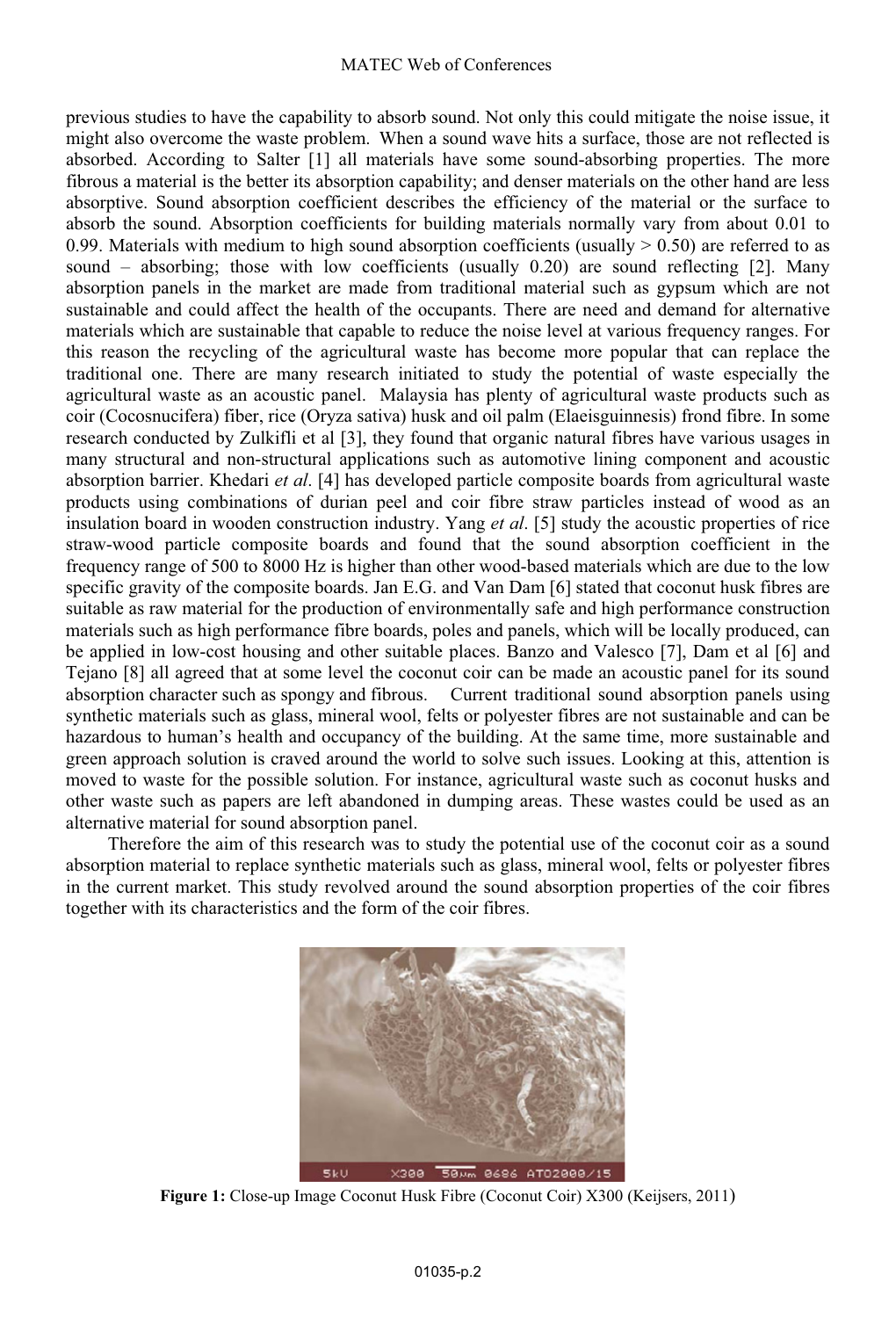previous studies to have the capability to absorb sound. Not only this could mitigate the noise issue, it might also overcome the waste problem. When a sound wave hits a surface, those are not reflected is absorbed. According to Salter [1] all materials have some sound-absorbing properties. The more fibrous a material is the better its absorption capability; and denser materials on the other hand are less absorptive. Sound absorption coefficient describes the efficiency of the material or the surface to absorb the sound. Absorption coefficients for building materials normally vary from about 0.01 to 0.99. Materials with medium to high sound absorption coefficients (usually > 0.50) are referred to as sound – absorbing; those with low coefficients (usually 0.20) are sound reflecting [2]. Many absorption panels in the market are made from traditional material such as gypsum which are not sustainable and could affect the health of the occupants. There are need and demand for alternative materials which are sustainable that capable to reduce the noise level at various frequency ranges. For this reason the recycling of the agricultural waste has become more popular that can replace the traditional one. There are many research initiated to study the potential of waste especially the agricultural waste as an acoustic panel. Malaysia has plenty of agricultural waste products such as coir (Cocosnucifera) fiber, rice (Oryza sativa) husk and oil palm (Elaeisguinnesis) frond fibre. In some research conducted by Zulkifli et al [3], they found that organic natural fibres have various usages in many structural and non-structural applications such as automotive lining component and acoustic absorption barrier. Khedari *et al*. [4] has developed particle composite boards from agricultural waste products using combinations of durian peel and coir fibre straw particles instead of wood as an insulation board in wooden construction industry. Yang *et al*. [5] study the acoustic properties of rice straw-wood particle composite boards and found that the sound absorption coefficient in the frequency range of 500 to 8000 Hz is higher than other wood-based materials which are due to the low specific gravity of the composite boards. Jan E.G. and Van Dam [6] stated that coconut husk fibres are suitable as raw material for the production of environmentally safe and high performance construction materials such as high performance fibre boards, poles and panels, which will be locally produced, can be applied in low-cost housing and other suitable places. Banzo and Valesco [7], Dam et al [6] and Tejano [8] all agreed that at some level the coconut coir can be made an acoustic panel for its sound absorption character such as spongy and fibrous. Current traditional sound absorption panels using synthetic materials such as glass, mineral wool, felts or polyester fibres are not sustainable and can be hazardous to human's health and occupancy of the building. At the same time, more sustainable and green approach solution is craved around the world to solve such issues. Looking at this, attention is moved to waste for the possible solution. For instance, agricultural waste such as coconut husks and other waste such as papers are left abandoned in dumping areas. These wastes could be used as an alternative material for sound absorption panel.

Therefore the aim of this research was to study the potential use of the coconut coir as a sound absorption material to replace synthetic materials such as glass, mineral wool, felts or polyester fibres in the current market. This study revolved around the sound absorption properties of the coir fibres together with its characteristics and the form of the coir fibres.

5kU X300 50μm 0686 AT02000/15

**Figure 1:** Close-up Image Coconut Husk Fibre (Coconut Coir) X300 (Keijsers, 2011)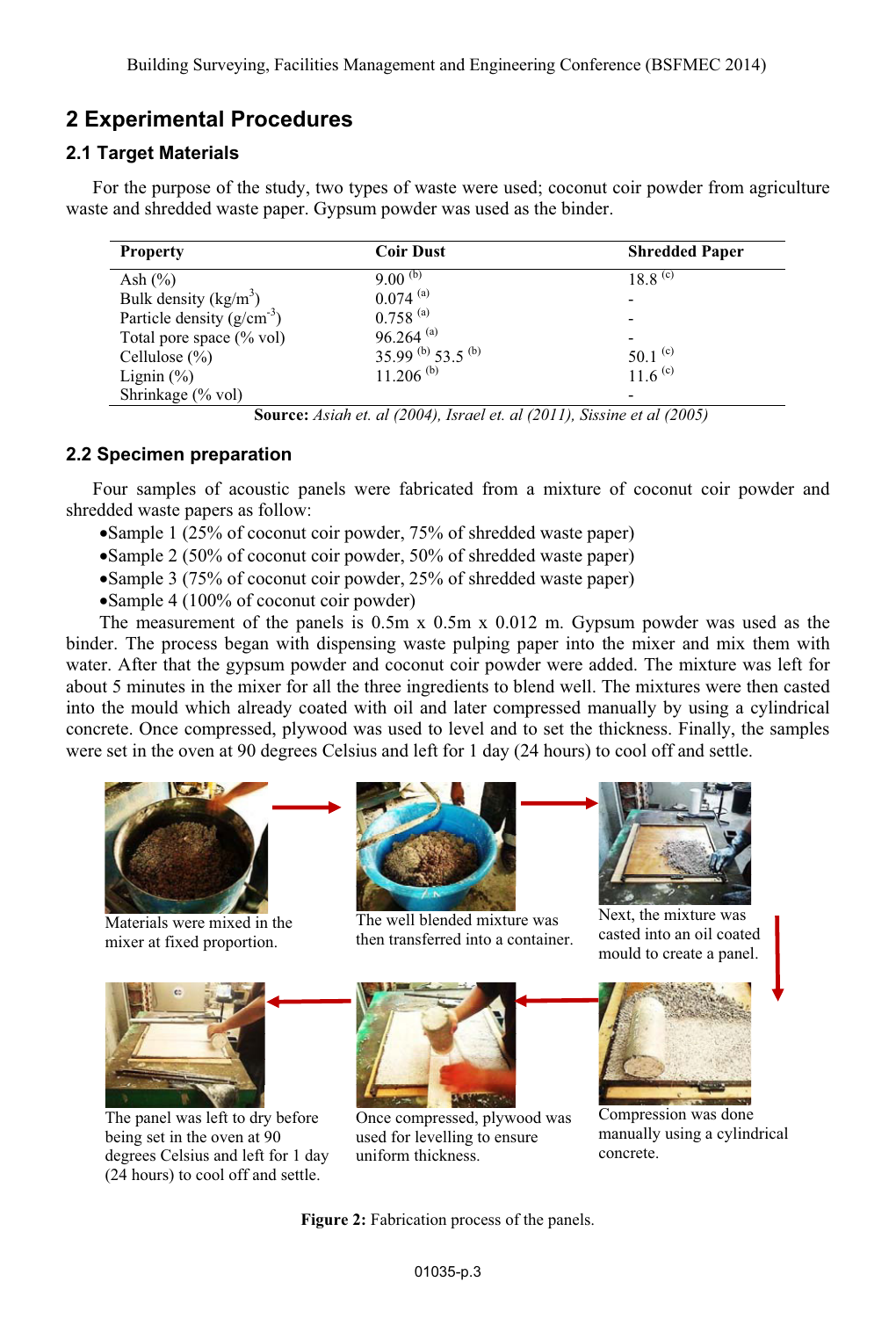## 2 Experimental Procedures

### 2.1 Target Materials

For the purpose of the study, two types of waste were used; coconut coir powder from agriculture waste and shredded waste paper. Gypsum powder was used as the binder.

| Property | Coir Dust | Shredded Paper |
|---|---|---|
| Ash (%) | 9.00 [(b)] | 18.8 [(c)] |
| Bulk density ($kg/m^3$) | 0.074 [(a)] | - |
| Particle density ($g/cm^{-3}$) | 0.758 [(a)] | - |
| Total pore space (% vol) | 96.264 [(a)] | - |
| Cellulose (%) | 35.99 [(b)] 53.5 [(b)] | 50.1 [(c)] |
| Lignin (%) | 11.206 [(b)] | 11.6 [(c)] |
| Shrinkage (% vol) | | - |

**Source:** *Asiah et. al (2004), Israel et. al (2011), Sissine et al (2005)*

### 2.2 Specimen preparation

Four samples of acoustic panels were fabricated from a mixture of coconut coir powder and shredded waste papers as follow:

- Sample 1 (25% of coconut coir powder, 75% of shredded waste paper)
- Sample 2 (50% of coconut coir powder, 50% of shredded waste paper)
- Sample 3 (75% of coconut coir powder, 25% of shredded waste paper)
- Sample 4 (100% of coconut coir powder)

The measurement of the panels is 0.5m x 0.5m x 0.012 m. Gypsum powder was used as the binder. The process began with dispensing waste pulping paper into the mixer and mix them with water. After that the gypsum powder and coconut coir powder were added. The mixture was left for about 5 minutes in the mixer for all the three ingredients to blend well. The mixtures were then casted into the mould which already coated with oil and later compressed manually by using a cylindrical concrete. Once compressed, plywood was used to level and to set the thickness. Finally, the samples were set in the oven at 90 degrees Celsius and left for 1 day (24 hours) to cool off and settle.

Materials were mixed in the mixer at fixed proportion.

The well blended mixture was then transferred into a container.

Next, the mixture was casted into an oil coated mould to create a panel.

Compression was done manually using a cylindrical concrete.

Once compressed, plywood was used for levelling to ensure uniform thickness.

The panel was left to dry before being set in the oven at 90 degrees Celsius and left for 1 day (24 hours) to cool off and settle.

**Figure 2:** Fabrication process of the panels.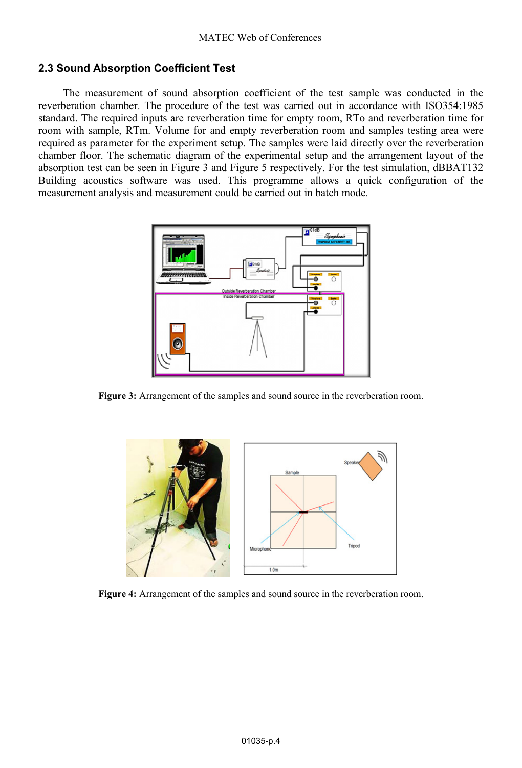## 2.3 Sound Absorption Coefficient Test

The measurement of sound absorption coefficient of the test sample was conducted in the reverberation chamber. The procedure of the test was carried out in accordance with ISO354:1985 standard. The required inputs are reverberation time for empty room, RTo and reverberation time for room with sample, RTm. Volume for and empty reverberation room and samples testing area were required as parameter for the experiment setup. The samples were laid directly over the reverberation chamber floor. The schematic diagram of the experimental setup and the arrangement layout of the absorption test can be seen in Figure 3 and Figure 5 respectively. For the test simulation, dBBAT132 Building acoustics software was used. This programme allows a quick configuration of the measurement analysis and measurement could be carried out in batch mode.

**Figure 3:** Arrangement of the samples and sound source in the reverberation room.

**Figure 4:** Arrangement of the samples and sound source in the reverberation room.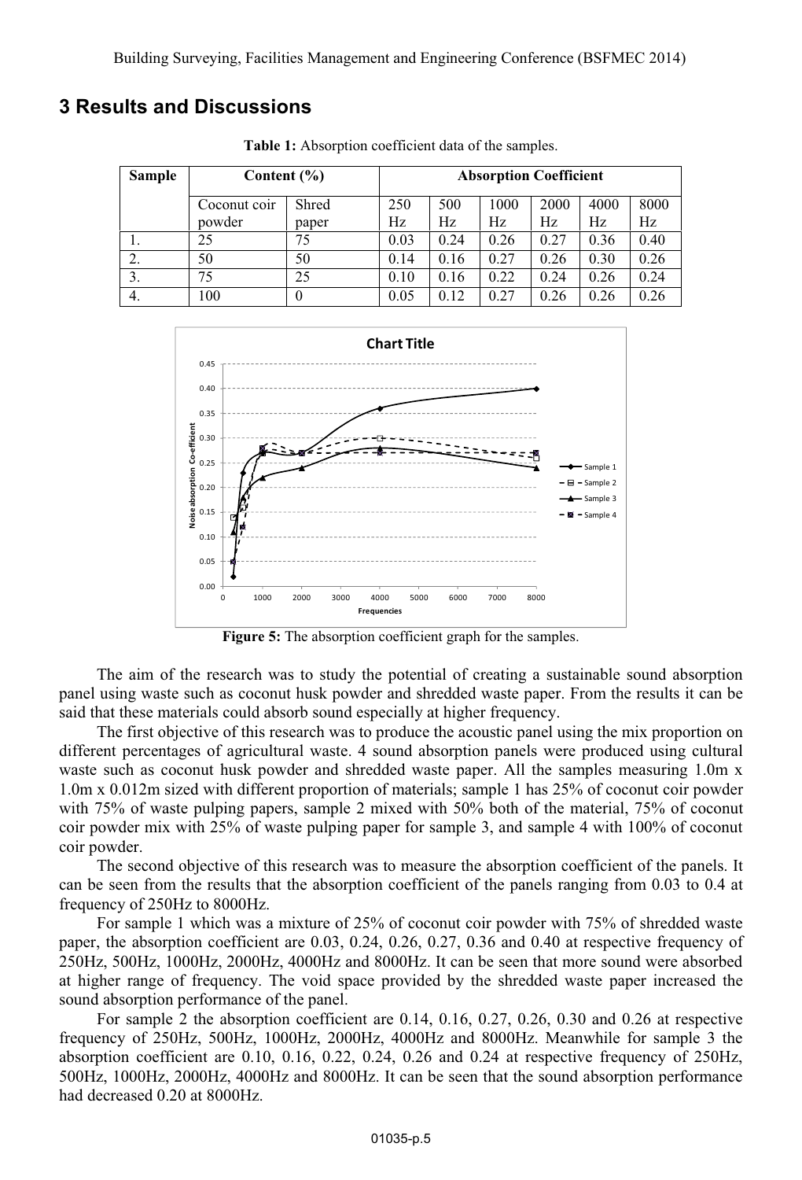## 3 Results and Discussions

**Table 1:** Absorption coefficient data of the samples.

| Sample | Content (%) | | Absorption Coefficient | | | | | |
|---|---|---|---|---|---|---|---|---|
| | Coconut coir powder | Shred paper | 250 Hz | 500 Hz | 1000 Hz | 2000 Hz | 4000 Hz | 8000 Hz |
| 1. | 25 | 75 | 0.03 | 0.24 | 0.26 | 0.27 | 0.36 | 0.40 |
| 2. | 50 | 50 | 0.14 | 0.16 | 0.27 | 0.26 | 0.30 | 0.26 |
| 3. | 75 | 25 | 0.10 | 0.16 | 0.22 | 0.24 | 0.26 | 0.24 |
| 4. | 100 | 0 | 0.05 | 0.12 | 0.27 | 0.26 | 0.26 | 0.26 |

**Figure 5:** The absorption coefficient graph for the samples.

The aim of the research was to study the potential of creating a sustainable sound absorption panel using waste such as coconut husk powder and shredded waste paper. From the results it can be said that these materials could absorb sound especially at higher frequency.

The first objective of this research was to produce the acoustic panel using the mix proportion on different percentages of agricultural waste. 4 sound absorption panels were produced using cultural waste such as coconut husk powder and shredded waste paper. All the samples measuring 1.0m x 1.0m x 0.012m sized with different proportion of materials; sample 1 has 25% of coconut coir powder with 75% of waste pulping papers, sample 2 mixed with 50% both of the material, 75% of coconut coir powder mix with 25% of waste pulping paper for sample 3, and sample 4 with 100% of coconut coir powder.

The second objective of this research was to measure the absorption coefficient of the panels. It can be seen from the results that the absorption coefficient of the panels ranging from 0.03 to 0.4 at frequency of 250Hz to 8000Hz.

For sample 1 which was a mixture of 25% of coconut coir powder with 75% of shredded waste paper, the absorption coefficient are 0.03, 0.24, 0.26, 0.27, 0.36 and 0.40 at respective frequency of 250Hz, 500Hz, 1000Hz, 2000Hz, 4000Hz and 8000Hz. It can be seen that more sound were absorbed at higher range of frequency. The void space provided by the shredded waste paper increased the sound absorption performance of the panel.

For sample 2 the absorption coefficient are 0.14, 0.16, 0.27, 0.26, 0.30 and 0.26 at respective frequency of 250Hz, 500Hz, 1000Hz, 2000Hz, 4000Hz and 8000Hz. Meanwhile for sample 3 the absorption coefficient are 0.10, 0.16, 0.22, 0.24, 0.26 and 0.24 at respective frequency of 250Hz, 500Hz, 1000Hz, 2000Hz, 4000Hz and 8000Hz. It can be seen that the sound absorption performance had decreased 0.20 at 8000Hz.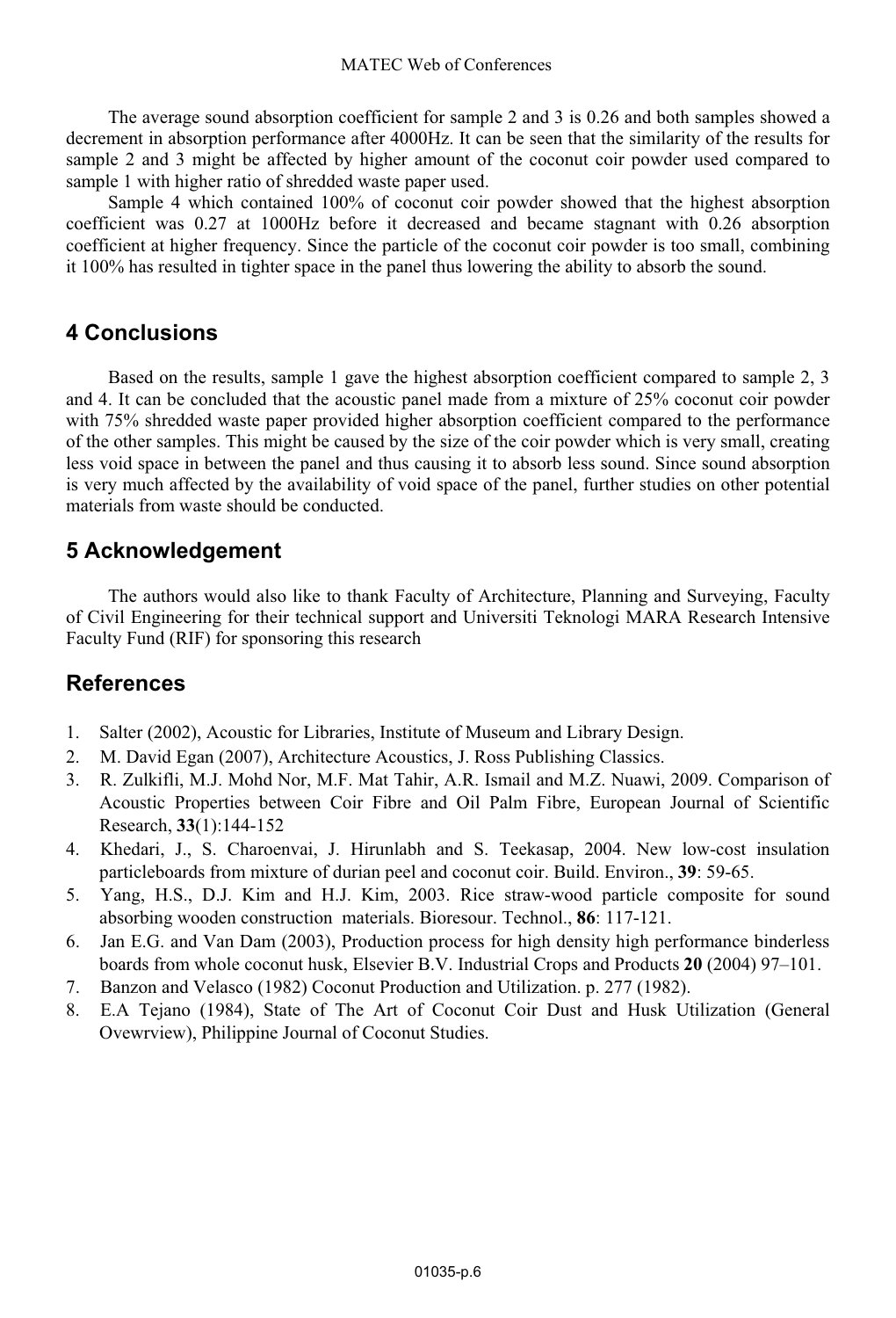The average sound absorption coefficient for sample 2 and 3 is 0.26 and both samples showed a decrement in absorption performance after 4000Hz. It can be seen that the similarity of the results for sample 2 and 3 might be affected by higher amount of the coconut coir powder used compared to sample 1 with higher ratio of shredded waste paper used.

Sample 4 which contained 100% of coconut coir powder showed that the highest absorption coefficient was 0.27 at 1000Hz before it decreased and became stagnant with 0.26 absorption coefficient at higher frequency. Since the particle of the coconut coir powder is too small, combining it 100% has resulted in tighter space in the panel thus lowering the ability to absorb the sound.

## 4 Conclusions

Based on the results, sample 1 gave the highest absorption coefficient compared to sample 2, 3 and 4. It can be concluded that the acoustic panel made from a mixture of 25% coconut coir powder with 75% shredded waste paper provided higher absorption coefficient compared to the performance of the other samples. This might be caused by the size of the coir powder which is very small, creating less void space in between the panel and thus causing it to absorb less sound. Since sound absorption is very much affected by the availability of void space of the panel, further studies on other potential materials from waste should be conducted.

## 5 Acknowledgement

The authors would also like to thank Faculty of Architecture, Planning and Surveying, Faculty of Civil Engineering for their technical support and Universiti Teknologi MARA Research Intensive Faculty Fund (RIF) for sponsoring this research

## References

1. Salter (2002), Acoustic for Libraries, Institute of Museum and Library Design.
2. M. David Egan (2007), Architecture Acoustics, J. Ross Publishing Classics.
3. R. Zulkifli, M.J. Mohd Nor, M.F. Mat Tahir, A.R. Ismail and M.Z. Nuawi, 2009. Comparison of Acoustic Properties between Coir Fibre and Oil Palm Fibre, European Journal of Scientific Research, **33**(1):144-152
4. Khedari, J., S. Charoenvai, J. Hirunlabh and S. Teekasap, 2004. New low-cost insulation particleboards from mixture of durian peel and coconut coir. Build. Environ., **39**: 59-65.
5. Yang, H.S., D.J. Kim and H.J. Kim, 2003. Rice straw-wood particle composite for sound absorbing wooden construction materials. Bioresour. Technol., **86**: 117-121.
6. Jan E.G. and Van Dam (2003), Production process for high density high performance binderless boards from whole coconut husk, Elsevier B.V. Industrial Crops and Products **20** (2004) 97–101.
7. Banzon and Velasco (1982) Coconut Production and Utilization. p. 277 (1982).
8. E.A Tejano (1984), State of The Art of Coconut Coir Dust and Husk Utilization (General Ovewrview), Philippine Journal of Coconut Studies.